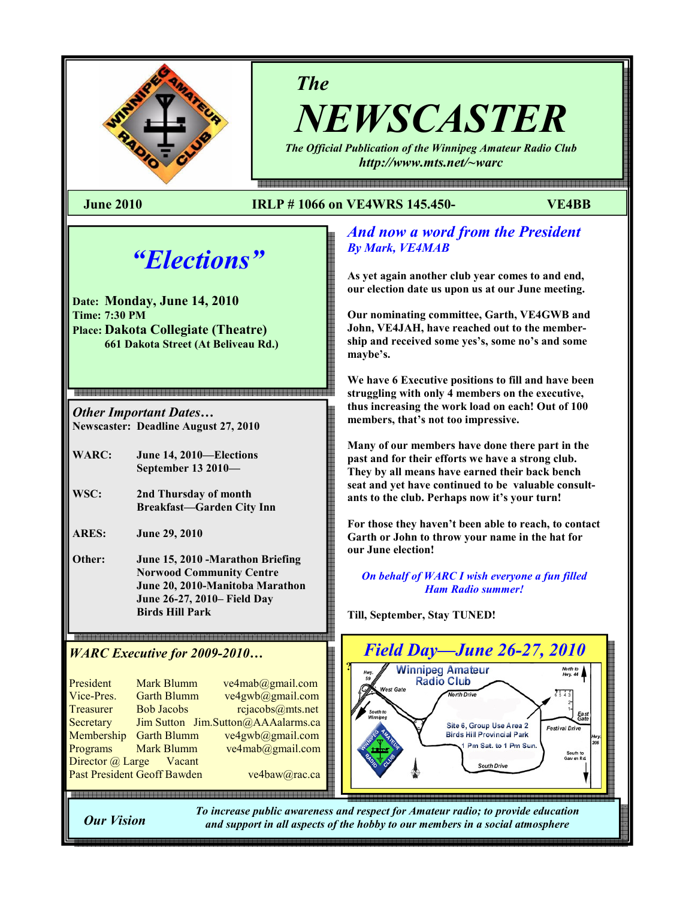# The NEWSCASTER

*The Official Publication of the Winnipeg Amateur Radio Club*
*http://www.mts.net/~warc*

**June 2010** **IRLP # 1066 on VE4WRS 145.450-** **VE4BB**

## *"Elections"*

**Date: Monday, June 14, 2010**
**Time: 7:30 PM**
**Place: Dakota Collegiate (Theatre)**
**661 Dakota Street (At Beliveau Rd.)**

### *Other Important Dates…*

**Newscaster: Deadline August 27, 2010**

| | |
|---|---|
| **WARC:** | **June 14, 2010—Elections** <br> **September 13 2010—** |
| **WSC:** | **2nd Thursday of month** <br> **Breakfast—Garden City Inn** |
| **ARES:** | **June 29, 2010** |
| **Other:** | **June 15, 2010 -Marathon Briefing** <br> **Norwood Community Centre** <br> **June 20, 2010-Manitoba Marathon** <br> **June 26-27, 2010– Field Day** <br> **Birds Hill Park** |

### *WARC Executive for 2009-2010…*

| | | |
|---|---|---|
| President | Mark Blumm | ve4mab@gmail.com |
| Vice-Pres. | Garth Blumm | ve4gwb@gmail.com |
| Treasurer | Bob Jacobs | rcjacobs@mts.net |
| Secretary | Jim Sutton | Jim.Sutton@AAAalarms.ca |
| Membership | Garth Blumm | ve4gwb@gmail.com |
| Programs | Mark Blumm | ve4mab@gmail.com |
| Director @ Large | Vacant | |
| Past President | Geoff Bawden | ve4baw@rac.ca |

## *And now a word from the President*
### *By Mark, VE4MAB*

**As yet again another club year comes to and end, our election date us upon us at our June meeting.**

**Our nominating committee, Garth, VE4GWB and John, VE4JAH, have reached out to the membership and received some yes's, some no's and some maybe's.**

**We have 6 Executive positions to fill and have been struggling with only 4 members on the executive, thus increasing the work load on each! Out of 100 members, that's not too impressive.**

**Many of our members have done there part in the past and for their efforts we have a strong club. They by all means have earned their back bench seat and yet have continued to be valuable consultants to the club. Perhaps now it's your turn!**

**For those they haven't been able to reach, to contact Garth or John to throw your name in the hat for our June election!**

***On behalf of WARC I wish everyone a fun filled Ham Radio summer!***

**Till, September, Stay TUNED!**

## *Field Day—June 26-27, 2010*

Winnipeg Amateur Radio Club

Site 6, Group Use Area 2
Birds Hill Provincial Park
1 Pm Sat. to 1 Pm Sun.

Hwy. 59 · West Gate · North Drive · South to Winnipeg · North to Hwy. 44 · East Gate · Festival Drive · Hwy. 206 · South Drive · South to Garven Rd.

**Our Vision**

*To increase public awareness and respect for Amateur radio; to provide education and support in all aspects of the hobby to our members in a social atmosphere*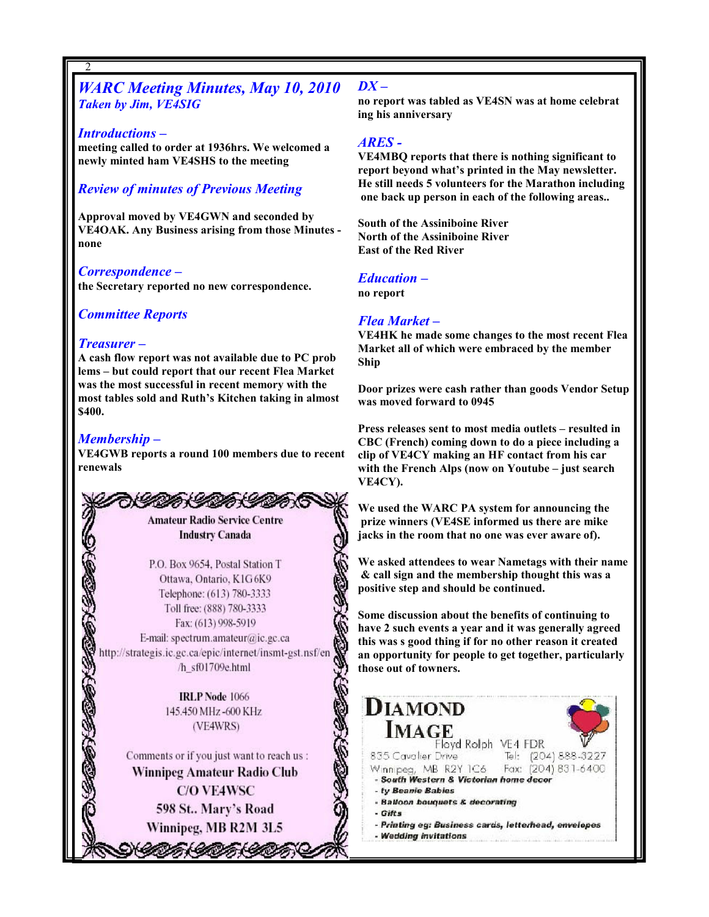## WARC Meeting Minutes, May 10, 2010

*Taken by Jim, VE4SIG*

### Introductions –

meeting called to order at 1936hrs. We welcomed a newly minted ham VE4SHS to the meeting

### Review of minutes of Previous Meeting

Approval moved by VE4GWN and seconded by VE4OAK. Any Business arising from those Minutes - none

### Correspondence –

the Secretary reported no new correspondence.

### Committee Reports

### Treasurer –

A cash flow report was not available due to PC problems – but could report that our recent Flea Market was the most successful in recent memory with the most tables sold and Ruth's Kitchen taking in almost $400.

### Membership –

VE4GWB reports a round 100 members due to recent renewals

**Amateur Radio Service Centre**
**Industry Canada**

P.O. Box 9654, Postal Station T
Ottawa, Ontario, K1G 6K9
Telephone: (613) 780-3333
Toll free: (888) 780-3333
Fax: (613) 998-5919
E-mail: spectrum.amateur@ic.gc.ca
http://strategis.ic.gc.ca/epic/internet/insmt-gst.nsf/en/h_sf01709e.html

**IRLP Node** 1066
145.450 MHz -600 KHz
(VE4WRS)

Comments or if you just want to reach us :
**Winnipeg Amateur Radio Club**
**C/O VE4WSC**
**598 St.. Mary's Road**
**Winnipeg, MB R2M 3L5**

### DX –

no report was tabled as VE4SN was at home celebrating his anniversary

### ARES -

VE4MBQ reports that there is nothing significant to report beyond what's printed in the May newsletter. He still needs 5 volunteers for the Marathon including one back up person in each of the following areas..

South of the Assiniboine River
North of the Assiniboine River
East of the Red River

### Education –

no report

### Flea Market –

VE4HK he made some changes to the most recent Flea Market all of which were embraced by the member Ship

Door prizes were cash rather than goods Vendor Setup was moved forward to 0945

Press releases sent to most media outlets – resulted in CBC (French) coming down to do a piece including a clip of VE4CY making an HF contact from his car with the French Alps (now on Youtube – just search VE4CY).

We used the WARC PA system for announcing the prize winners (VE4SE informed us there are mike jacks in the room that no one was ever aware of).

We asked attendees to wear Nametags with their name & call sign and the membership thought this was a positive step and should be continued.

Some discussion about the benefits of continuing to have 2 such events a year and it was generally agreed this was s good thing if for no other reason it created an opportunity for people to get together, particularly those out of towners.

**DIAMOND IMAGE**
Floyd Rolph VE4 FDR
835 Cavalier Drive Tel: (204) 888-3227
Winnipeg, MB R2Y 1C6 Fax: (204) 831-6400

- South Western & Victorian home decor
- ty Beanie Babies
- Balloon bouquets & decorating
- Gifts
- Printing eg: Business cards, letterhead, envelopes
- Wedding invitations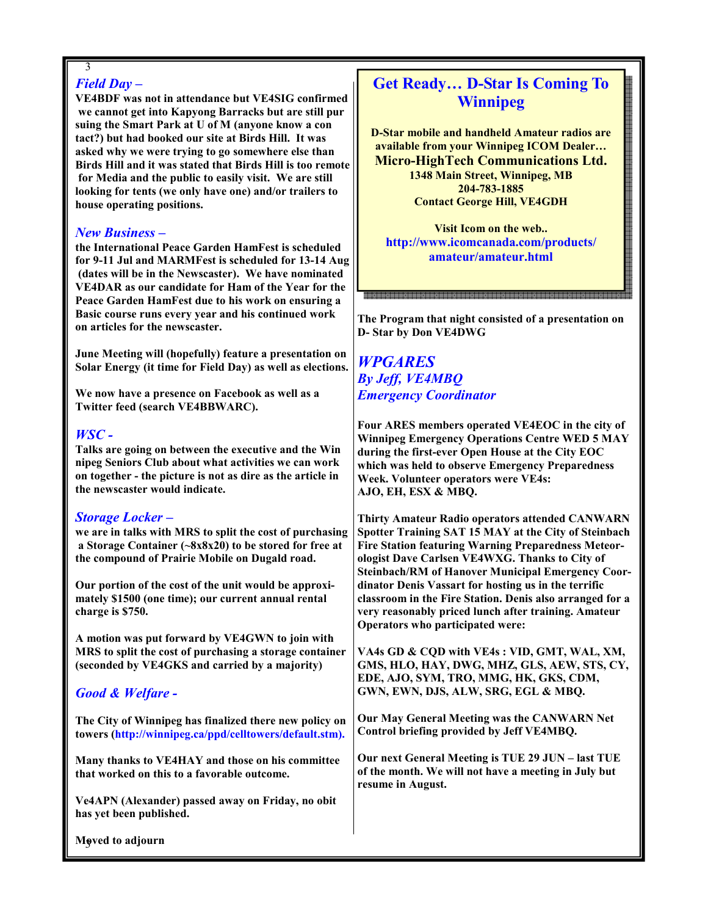### *Field Day –*

**VE4BDF was not in attendance but VE4SIG confirmed we cannot get into Kapyong Barracks but are still pursuing the Smart Park at U of M (anyone know a contact?) but had booked our site at Birds Hill. It was asked why we were trying to go somewhere else than Birds Hill and it was stated that Birds Hill is too remote for Media and the public to easily visit. We are still looking for tents (we only have one) and/or trailers to house operating positions.**

### *New Business –*

**the International Peace Garden HamFest is scheduled for 9-11 Jul and MARMFest is scheduled for 13-14 Aug (dates will be in the Newscaster). We have nominated VE4DAR as our candidate for Ham of the Year for the Peace Garden HamFest due to his work on ensuring a Basic course runs every year and his continued work on articles for the newscaster.**

**June Meeting will (hopefully) feature a presentation on Solar Energy (it time for Field Day) as well as elections.**

**We now have a presence on Facebook as well as a Twitter feed (search VE4BBWARC).**

### *WSC -*

**Talks are going on between the executive and the Winnipeg Seniors Club about what activities we can work on together - the picture is not as dire as the article in the newscaster would indicate.**

### *Storage Locker –*

**we are in talks with MRS to split the cost of purchasing a Storage Container (~8x8x20) to be stored for free at the compound of Prairie Mobile on Dugald road.**

**Our portion of the cost of the unit would be approximately $1500 (one time); our current annual rental charge is $750.**

**A motion was put forward by VE4GWN to join with MRS to split the cost of purchasing a storage container (seconded by VE4GKS and carried by a majority)**

### *Good & Welfare -*

**The City of Winnipeg has finalized there new policy on towers (http://winnipeg.ca/ppd/celltowers/default.stm).**

**Many thanks to VE4HAY and those on his committee that worked on this to a favorable outcome.**

**Ve4APN (Alexander) passed away on Friday, no obit has yet been published.**

**Moved to adjourn**

## Get Ready… D-Star Is Coming To Winnipeg

**D-Star mobile and handheld Amateur radios are available from your Winnipeg ICOM Dealer…**
**Micro-HighTech Communications Ltd.**
**1348 Main Street, Winnipeg, MB**
**204-783-1885**
**Contact George Hill, VE4GDH**

**Visit Icom on the web..**
**http://www.icomcanada.com/products/amateur/amateur.html**

**The Program that night consisted of a presentation on D- Star by Don VE4DWG**

## *WPGARES*
### *By Jeff, VE4MBQ*
### *Emergency Coordinator*

**Four ARES members operated VE4EOC in the city of Winnipeg Emergency Operations Centre WED 5 MAY during the first-ever Open House at the City EOC which was held to observe Emergency Preparedness Week. Volunteer operators were VE4s: AJO, EH, ESX & MBQ.**

**Thirty Amateur Radio operators attended CANWARN Spotter Training SAT 15 MAY at the City of Steinbach Fire Station featuring Warning Preparedness Meteorologist Dave Carlsen VE4WXG. Thanks to City of Steinbach/RM of Hanover Municipal Emergency Coordinator Denis Vassart for hosting us in the terrific classroom in the Fire Station. Denis also arranged for a very reasonably priced lunch after training. Amateur Operators who participated were:**

**VA4s GD & CQD with VE4s : VID, GMT, WAL, XM, GMS, HLO, HAY, DWG, MHZ, GLS, AEW, STS, CY, EDE, AJO, SYM, TRO, MMG, HK, GKS, CDM, GWN, EWN, DJS, ALW, SRG, EGL & MBQ.**

**Our May General Meeting was the CANWARN Net Control briefing provided by Jeff VE4MBQ.**

**Our next General Meeting is TUE 29 JUN – last TUE of the month. We will not have a meeting in July but resume in August.**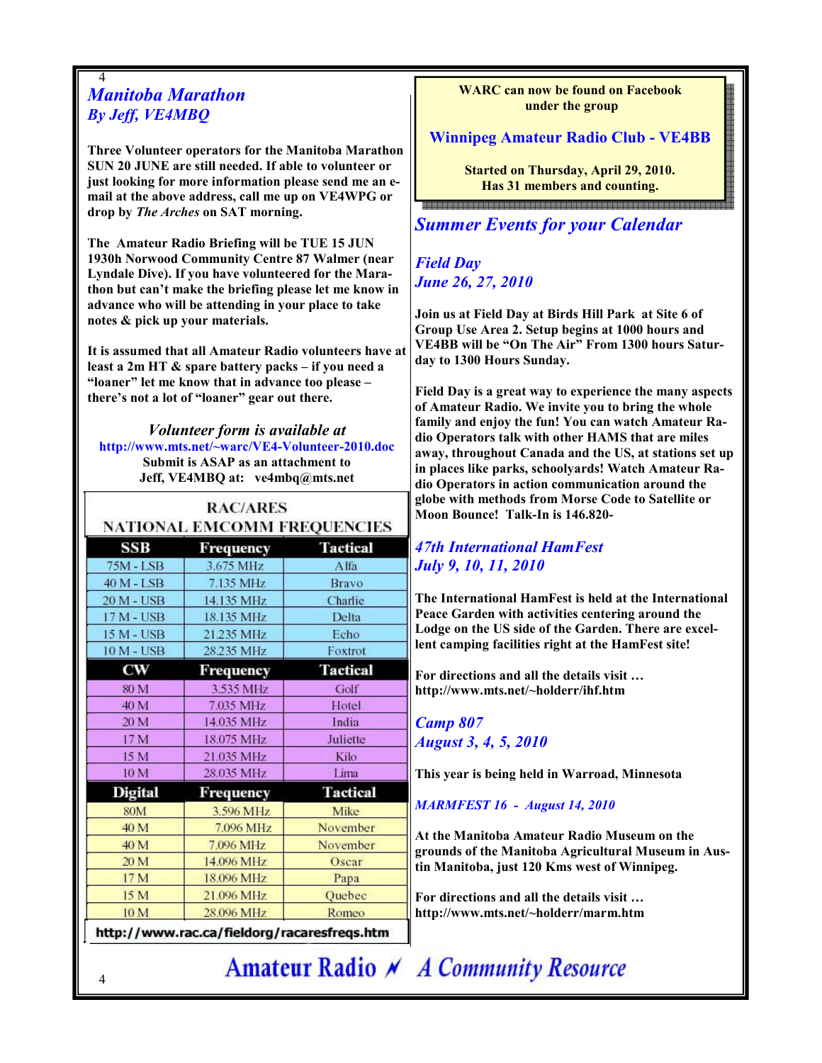## *Manitoba Marathon*
### *By Jeff, VE4MBQ*

**Three Volunteer operators for the Manitoba Marathon SUN 20 JUNE are still needed. If able to volunteer or just looking for more information please send me an e-mail at the above address, call me up on VE4WPG or drop by *The Arches* on SAT morning.**

**The Amateur Radio Briefing will be TUE 15 JUN 1930h Norwood Community Centre 87 Walmer (near Lyndale Dive). If you have volunteered for the Marathon but can't make the briefing please let me know in advance who will be attending in your place to take notes & pick up your materials.**

**It is assumed that all Amateur Radio volunteers have at least a 2m HT & spare battery packs – if you need a "loaner" let me know that in advance too please – there's not a lot of "loaner" gear out there.**

*Volunteer form is available at*
**http://www.mts.net/~warc/VE4-Volunteer-2010.doc**
**Submit is ASAP as an attachment to**
**Jeff, VE4MBQ at: ve4mbq@mts.net**

**RAC/ARES**
**NATIONAL EMCOMM FREQUENCIES**

| SSB | Frequency | Tactical |
|---|---|---|
| 75M - LSB | 3.675 MHz | Alfa |
| 40 M - LSB | 7.135 MHz | Bravo |
| 20 M - USB | 14.135 MHz | Charlie |
| 17 M - USB | 18.135 MHz | Delta |
| 15 M - USB | 21.235 MHz | Echo |
| 10 M - USB | 28.235 MHz | Foxtrot |
| **CW** | **Frequency** | **Tactical** |
| 80 M | 3.535 MHz | Golf |
| 40 M | 7.035 MHz | Hotel |
| 20 M | 14.035 MHz | India |
| 17 M | 18.075 MHz | Juliette |
| 15 M | 21.035 MHz | Kilo |
| 10 M | 28.035 MHz | Lima |
| **Digital** | **Frequency** | **Tactical** |
| 80M | 3.596 MHz | Mike |
| 40 M | 7.096 MHz | November |
| 40 M | 7.096 MHz | November |
| 20 M | 14.096 MHz | Oscar |
| 17 M | 18.096 MHz | Papa |
| 15 M | 21.096 MHz | Quebec |
| 10 M | 28.096 MHz | Romeo |

**http://www.rac.ca/fieldorg/racaresfreqs.htm**

**WARC can now be found on Facebook under the group**

**Winnipeg Amateur Radio Club - VE4BB**

**Started on Thursday, April 29, 2010.**
**Has 31 members and counting.**

## *Summer Events for your Calendar*

### *Field Day*
### *June 26, 27, 2010*

**Join us at Field Day at Birds Hill Park at Site 6 of Group Use Area 2. Setup begins at 1000 hours and VE4BB will be "On The Air" From 1300 hours Saturday to 1300 Hours Sunday.**

**Field Day is a great way to experience the many aspects of Amateur Radio. We invite you to bring the whole family and enjoy the fun! You can watch Amateur Radio Operators talk with other HAMS that are miles away, throughout Canada and the US, at stations set up in places like parks, schoolyards! Watch Amateur Radio Operators in action communication around the globe with methods from Morse Code to Satellite or Moon Bounce! Talk-In is 146.820-**

### *47th International HamFest*
### *July 9, 10, 11, 2010*

**The International HamFest is held at the International Peace Garden with activities centering around the Lodge on the US side of the Garden. There are excellent camping facilities right at the HamFest site!**

**For directions and all the details visit …**
**http://www.mts.net/~holderr/ihf.htm**

### *Camp 807*
### *August 3, 4, 5, 2010*

**This year is being held in Warroad, Minnesota**

### *MARMFEST 16 - August 14, 2010*

**At the Manitoba Amateur Radio Museum on the grounds of the Manitoba Agricultural Museum in Austin Manitoba, just 120 Kms west of Winnipeg.**

**For directions and all the details visit …**
**http://www.mts.net/~holderr/marm.htm**

**Amateur Radio ⚡ *A Community Resource***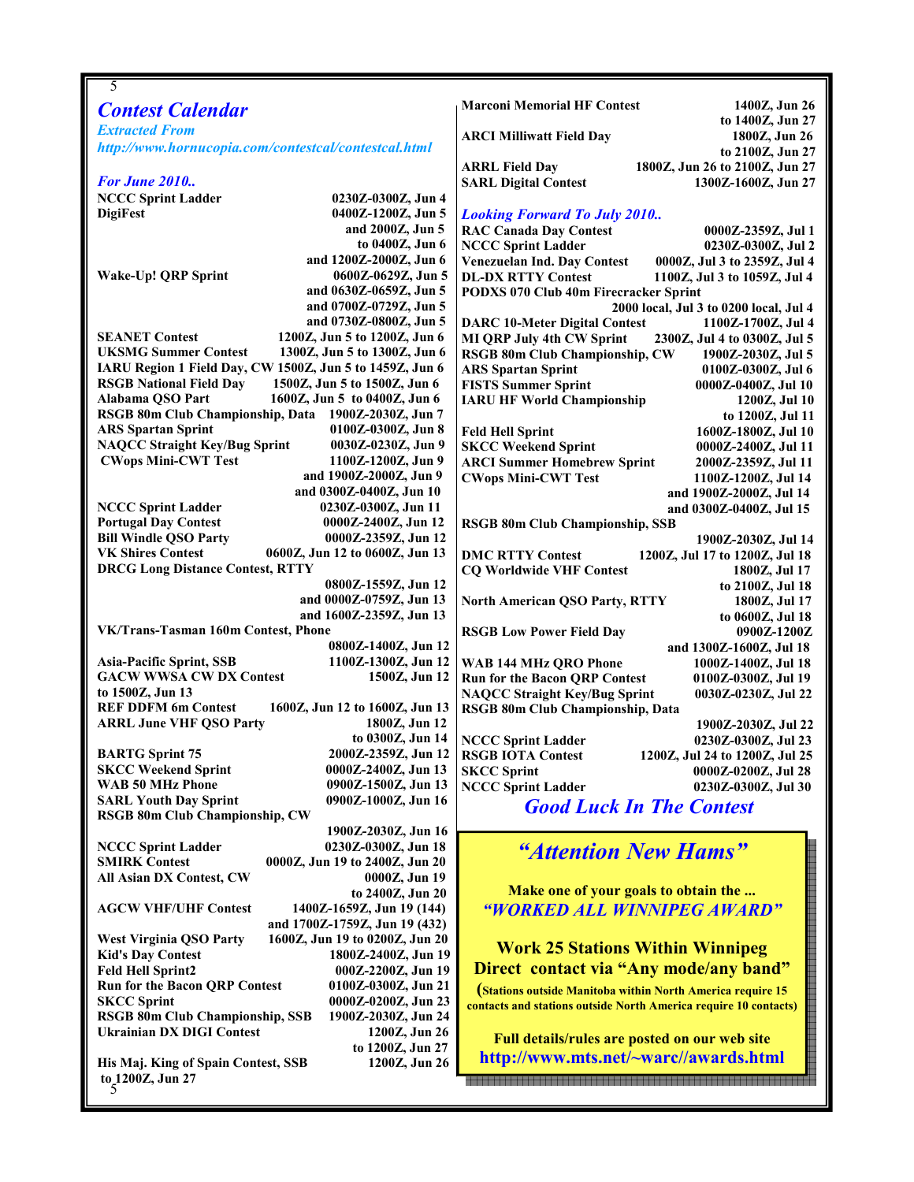## *Contest Calendar*

*Extracted From*
*http://www.hornucopia.com/contestcal/contestcal.html*

### *For June 2010..*

| Contest | Time |
|---|---|
| **NCCC Sprint Ladder** | **0230Z-0300Z, Jun 4** |
| **DigiFest** | **0400Z-1200Z, Jun 5 and 2000Z, Jun 5 to 0400Z, Jun 6 and 1200Z-2000Z, Jun 6** |
| **Wake-Up! QRP Sprint** | **0600Z-0629Z, Jun 5 and 0630Z-0659Z, Jun 5 and 0700Z-0729Z, Jun 5 and 0730Z-0800Z, Jun 5** |
| **SEANET Contest** | **1200Z, Jun 5 to 1200Z, Jun 6** |
| **UKSMG Summer Contest** | **1300Z, Jun 5 to 1300Z, Jun 6** |
| **IARU Region 1 Field Day, CW** | **1500Z, Jun 5 to 1459Z, Jun 6** |
| **RSGB National Field Day** | **1500Z, Jun 5 to 1500Z, Jun 6** |
| **Alabama QSO Part** | **1600Z, Jun 5 to 0400Z, Jun 6** |
| **RSGB 80m Club Championship, Data** | **1900Z-2030Z, Jun 7** |
| **ARS Spartan Sprint** | **0100Z-0300Z, Jun 8** |
| **NAQCC Straight Key/Bug Sprint** | **0030Z-0230Z, Jun 9** |
| **CWops Mini-CWT Test** | **1100Z-1200Z, Jun 9 and 1900Z-2000Z, Jun 9 and 0300Z-0400Z, Jun 10** |
| **NCCC Sprint Ladder** | **0230Z-0300Z, Jun 11** |
| **Portugal Day Contest** | **0000Z-2400Z, Jun 12** |
| **Bill Windle QSO Party** | **0000Z-2359Z, Jun 12** |
| **VK Shires Contest** | **0600Z, Jun 12 to 0600Z, Jun 13** |
| **DRCG Long Distance Contest, RTTY** | **0800Z-1559Z, Jun 12 and 0000Z-0759Z, Jun 13 and 1600Z-2359Z, Jun 13** |
| **VK/Trans-Tasman 160m Contest, Phone** | **0800Z-1400Z, Jun 12** |
| **Asia-Pacific Sprint, SSB** | **1100Z-1300Z, Jun 12** |
| **GACW WWSA CW DX Contest** | **1500Z, Jun 12 to 1500Z, Jun 13** |
| **REF DDFM 6m Contest** | **1600Z, Jun 12 to 1600Z, Jun 13** |
| **ARRL June VHF QSO Party** | **1800Z, Jun 12 to 0300Z, Jun 14** |
| **BARTG Sprint 75** | **2000Z-2359Z, Jun 12** |
| **SKCC Weekend Sprint** | **0000Z-2400Z, Jun 13** |
| **WAB 50 MHz Phone** | **0900Z-1500Z, Jun 13** |
| **SARL Youth Day Sprint** | **0900Z-1000Z, Jun 16** |
| **RSGB 80m Club Championship, CW** | **1900Z-2030Z, Jun 16** |
| **NCCC Sprint Ladder** | **0230Z-0300Z, Jun 18** |
| **SMIRK Contest** | **0000Z, Jun 19 to 2400Z, Jun 20** |
| **All Asian DX Contest, CW** | **0000Z, Jun 19 to 2400Z, Jun 20** |
| **AGCW VHF/UHF Contest** | **1400Z-1659Z, Jun 19 (144) and 1700Z-1759Z, Jun 19 (432)** |
| **West Virginia QSO Party** | **1600Z, Jun 19 to 0200Z, Jun 20** |
| **Kid's Day Contest** | **1800Z-2400Z, Jun 19** |
| **Feld Hell Sprint2** | **000Z-2200Z, Jun 19** |
| **Run for the Bacon QRP Contest** | **0100Z-0300Z, Jun 21** |
| **SKCC Sprint** | **0000Z-0200Z, Jun 23** |
| **RSGB 80m Club Championship, SSB** | **1900Z-2030Z, Jun 24** |
| **Ukrainian DX DIGI Contest** | **1200Z, Jun 26 to 1200Z, Jun 27** |
| **His Maj. King of Spain Contest, SSB** | **1200Z, Jun 26 to 1200Z, Jun 27** |
| **Marconi Memorial HF Contest** | **1400Z, Jun 26 to 1400Z, Jun 27** |
| **ARCI Milliwatt Field Day** | **1800Z, Jun 26 to 2100Z, Jun 27** |
| **ARRL Field Day** | **1800Z, Jun 26 to 2100Z, Jun 27** |
| **SARL Digital Contest** | **1300Z-1600Z, Jun 27** |

### *Looking Forward To July 2010..*

| Contest | Time |
|---|---|
| **RAC Canada Day Contest** | **0000Z-2359Z, Jul 1** |
| **NCCC Sprint Ladder** | **0230Z-0300Z, Jul 2** |
| **Venezuelan Ind. Day Contest** | **0000Z, Jul 3 to 2359Z, Jul 4** |
| **DL-DX RTTY Contest** | **1100Z, Jul 3 to 1059Z, Jul 4** |
| **PODXS 070 Club 40m Firecracker Sprint** | **2000 local, Jul 3 to 0200 local, Jul 4** |
| **DARC 10-Meter Digital Contest** | **1100Z-1700Z, Jul 4** |
| **MI QRP July 4th CW Sprint** | **2300Z, Jul 4 to 0300Z, Jul 5** |
| **RSGB 80m Club Championship, CW** | **1900Z-2030Z, Jul 5** |
| **ARS Spartan Sprint** | **0100Z-0300Z, Jul 6** |
| **FISTS Summer Sprint** | **0000Z-0400Z, Jul 10** |
| **IARU HF World Championship** | **1200Z, Jul 10 to 1200Z, Jul 11** |
| **Feld Hell Sprint** | **1600Z-1800Z, Jul 10** |
| **SKCC Weekend Sprint** | **0000Z-2400Z, Jul 11** |
| **ARCI Summer Homebrew Sprint** | **2000Z-2359Z, Jul 11** |
| **CWops Mini-CWT Test** | **1100Z-1200Z, Jul 14 and 1900Z-2000Z, Jul 14 and 0300Z-0400Z, Jul 15** |
| **RSGB 80m Club Championship, SSB** | **1900Z-2030Z, Jul 14** |
| **DMC RTTY Contest** | **1200Z, Jul 17 to 1200Z, Jul 18** |
| **CQ Worldwide VHF Contest** | **1800Z, Jul 17 to 2100Z, Jul 18** |
| **North American QSO Party, RTTY** | **1800Z, Jul 17 to 0600Z, Jul 18** |
| **RSGB Low Power Field Day** | **0900Z-1200Z and 1300Z-1600Z, Jul 18** |
| **WAB 144 MHz QRO Phone** | **1000Z-1400Z, Jul 18** |
| **Run for the Bacon QRP Contest** | **0100Z-0300Z, Jul 19** |
| **NAQCC Straight Key/Bug Sprint** | **0030Z-0230Z, Jul 22** |
| **RSGB 80m Club Championship, Data** | **1900Z-2030Z, Jul 22** |
| **NCCC Sprint Ladder** | **0230Z-0300Z, Jul 23** |
| **RSGB IOTA Contest** | **1200Z, Jul 24 to 1200Z, Jul 25** |
| **SKCC Sprint** | **0000Z-0200Z, Jul 28** |
| **NCCC Sprint Ladder** | **0230Z-0300Z, Jul 30** |

## *Good Luck In The Contest*

---

## *"Attention New Hams"*

**Make one of your goals to obtain the ...**
***"WORKED ALL WINNIPEG AWARD"***

**Work 25 Stations Within Winnipeg**
**Direct contact via "Any mode/any band"**

**(Stations outside Manitoba within North America require 15 contacts and stations outside North America require 10 contacts)**

**Full details/rules are posted on our web site**
**http://www.mts.net/~warc//awards.html**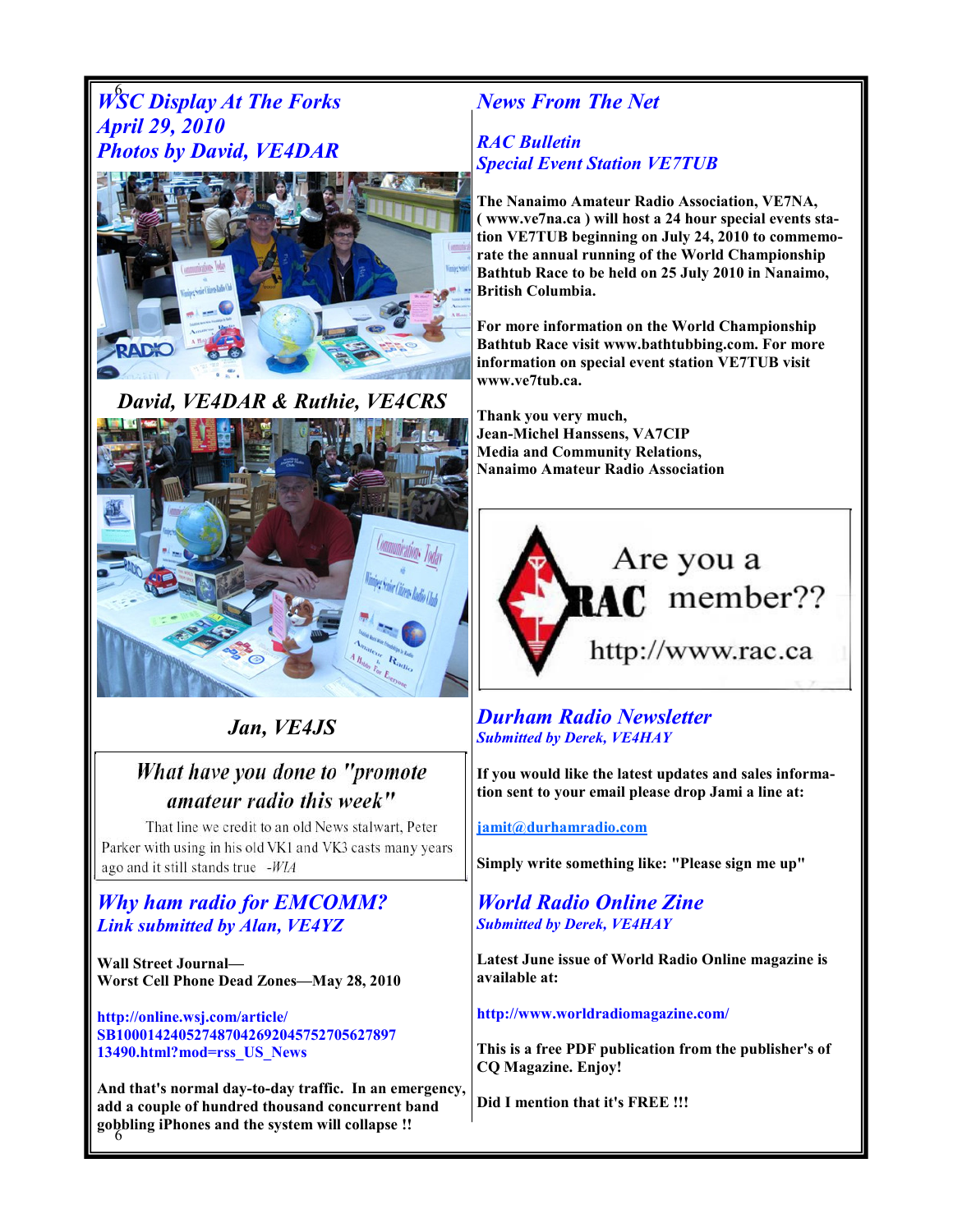## WSC Display At The Forks
## April 29, 2010
## Photos by David, VE4DAR

David, VE4DAR & Ruthie, VE4CRS

Jan, VE4JS

> *What have you done to "promote amateur radio this week"*
>
> That line we credit to an old News stalwart, Peter Parker with using in his old VK1 and VK3 casts many years ago and it still stands true -*WIA*

## Why ham radio for EMCOMM?
### Link submitted by Alan, VE4YZ

**Wall Street Journal—**
**Worst Cell Phone Dead Zones—May 28, 2010**

**http://online.wsj.com/article/SB10001424052748704269204575270562789713490.html?mod=rss_US_News**

**And that's normal day-to-day traffic. In an emergency, add a couple of hundred thousand concurrent band gobbling iPhones and the system will collapse !!**

## News From The Net

### RAC Bulletin
### Special Event Station VE7TUB

**The Nanaimo Amateur Radio Association, VE7NA, ( www.ve7na.ca ) will host a 24 hour special events station VE7TUB beginning on July 24, 2010 to commemorate the annual running of the World Championship Bathtub Race to be held on 25 July 2010 in Nanaimo, British Columbia.**

**For more information on the World Championship Bathtub Race visit www.bathtubbing.com. For more information on special event station VE7TUB visit www.ve7tub.ca.**

**Thank you very much,**
**Jean-Michel Hanssens, VA7CIP**
**Media and Community Relations,**
**Nanaimo Amateur Radio Association**

Are you a RAC member??
http://www.rac.ca

## Durham Radio Newsletter
### Submitted by Derek, VE4HAY

**If you would like the latest updates and sales information sent to your email please drop Jami a line at:**

**jamit@durhamradio.com**

**Simply write something like: "Please sign me up"**

## World Radio Online Zine
### Submitted by Derek, VE4HAY

**Latest June issue of World Radio Online magazine is available at:**

**http://www.worldradiomagazine.com/**

**This is a free PDF publication from the publisher's of CQ Magazine. Enjoy!**

**Did I mention that it's FREE !!!**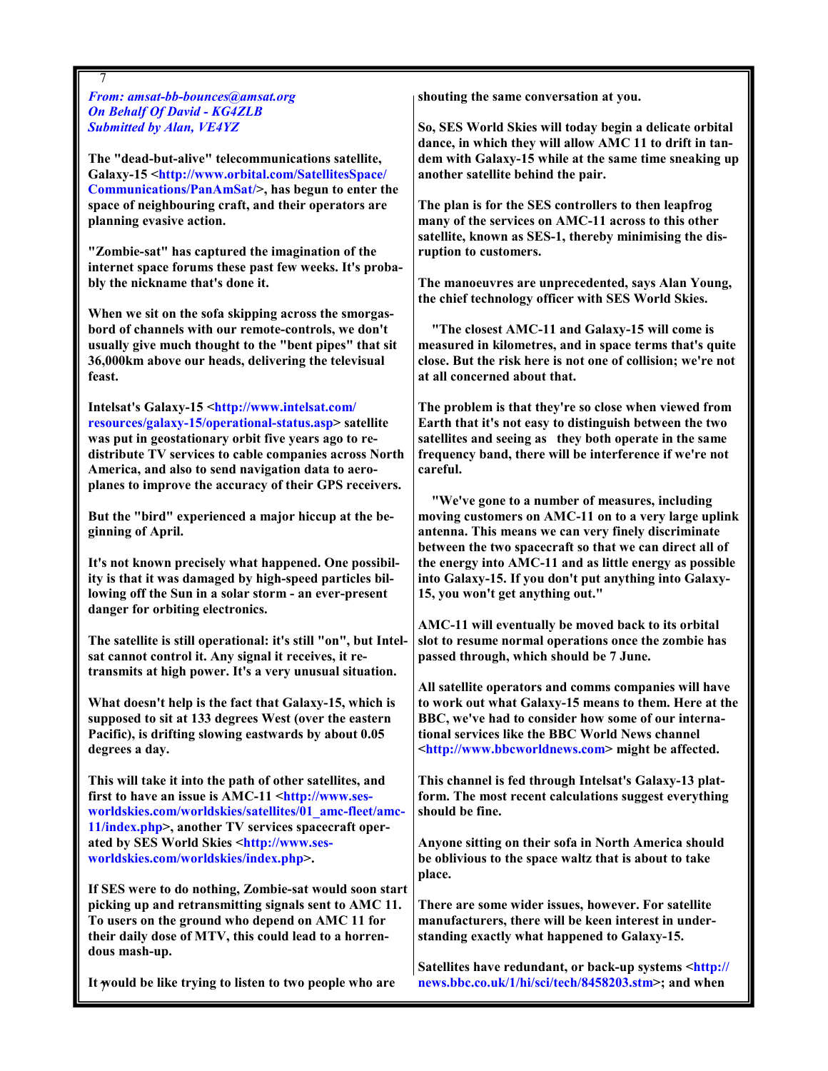*From: amsat-bb-bounces@amsat.org*
*On Behalf Of David - KG4ZLB*
*Submitted by Alan, VE4YZ*

**The "dead-but-alive" telecommunications satellite, Galaxy-15 <http://www.orbital.com/SatellitesSpace/Communications/PanAmSat/>, has begun to enter the space of neighbouring craft, and their operators are planning evasive action.**

**"Zombie-sat" has captured the imagination of the internet space forums these past few weeks. It's probably the nickname that's done it.**

**When we sit on the sofa skipping across the smorgasbord of channels with our remote-controls, we don't usually give much thought to the "bent pipes" that sit 36,000km above our heads, delivering the televisual feast.**

**Intelsat's Galaxy-15 <http://www.intelsat.com/resources/galaxy-15/operational-status.asp> satellite was put in geostationary orbit five years ago to redistribute TV services to cable companies across North America, and also to send navigation data to aeroplanes to improve the accuracy of their GPS receivers.**

**But the "bird" experienced a major hiccup at the beginning of April.**

**It's not known precisely what happened. One possibility is that it was damaged by high-speed particles billowing off the Sun in a solar storm - an ever-present danger for orbiting electronics.**

**The satellite is still operational: it's still "on", but Intelsat cannot control it. Any signal it receives, it retransmits at high power. It's a very unusual situation.**

**What doesn't help is the fact that Galaxy-15, which is supposed to sit at 133 degrees West (over the eastern Pacific), is drifting slowing eastwards by about 0.05 degrees a day.**

**This will take it into the path of other satellites, and first to have an issue is AMC-11 <http://www.ses-worldskies.com/worldskies/satellites/01_amc-fleet/amc-11/index.php>, another TV services spacecraft operated by SES World Skies <http://www.ses-worldskies.com/worldskies/index.php>.**

**If SES were to do nothing, Zombie-sat would soon start picking up and retransmitting signals sent to AMC 11. To users on the ground who depend on AMC 11 for their daily dose of MTV, this could lead to a horrendous mash-up.**

**It would be like trying to listen to two people who are shouting the same conversation at you.**

**So, SES World Skies will today begin a delicate orbital dance, in which they will allow AMC 11 to drift in tandem with Galaxy-15 while at the same time sneaking up another satellite behind the pair.**

**The plan is for the SES controllers to then leapfrog many of the services on AMC-11 across to this other satellite, known as SES-1, thereby minimising the disruption to customers.**

**The manoeuvres are unprecedented, says Alan Young, the chief technology officer with SES World Skies.**

**"The closest AMC-11 and Galaxy-15 will come is measured in kilometres, and in space terms that's quite close. But the risk here is not one of collision; we're not at all concerned about that.**

**The problem is that they're so close when viewed from Earth that it's not easy to distinguish between the two satellites and seeing as they both operate in the same frequency band, there will be interference if we're not careful.**

**"We've gone to a number of measures, including moving customers on AMC-11 on to a very large uplink antenna. This means we can very finely discriminate between the two spacecraft so that we can direct all of the energy into AMC-11 and as little energy as possible into Galaxy-15. If you don't put anything into Galaxy-15, you won't get anything out."**

**AMC-11 will eventually be moved back to its orbital slot to resume normal operations once the zombie has passed through, which should be 7 June.**

**All satellite operators and comms companies will have to work out what Galaxy-15 means to them. Here at the BBC, we've had to consider how some of our international services like the BBC World News channel <http://www.bbcworldnews.com> might be affected.**

**This channel is fed through Intelsat's Galaxy-13 platform. The most recent calculations suggest everything should be fine.**

**Anyone sitting on their sofa in North America should be oblivious to the space waltz that is about to take place.**

**There are some wider issues, however. For satellite manufacturers, there will be keen interest in understanding exactly what happened to Galaxy-15.**

**Satellites have redundant, or back-up systems <http://news.bbc.co.uk/1/hi/sci/tech/8458203.stm>; and when**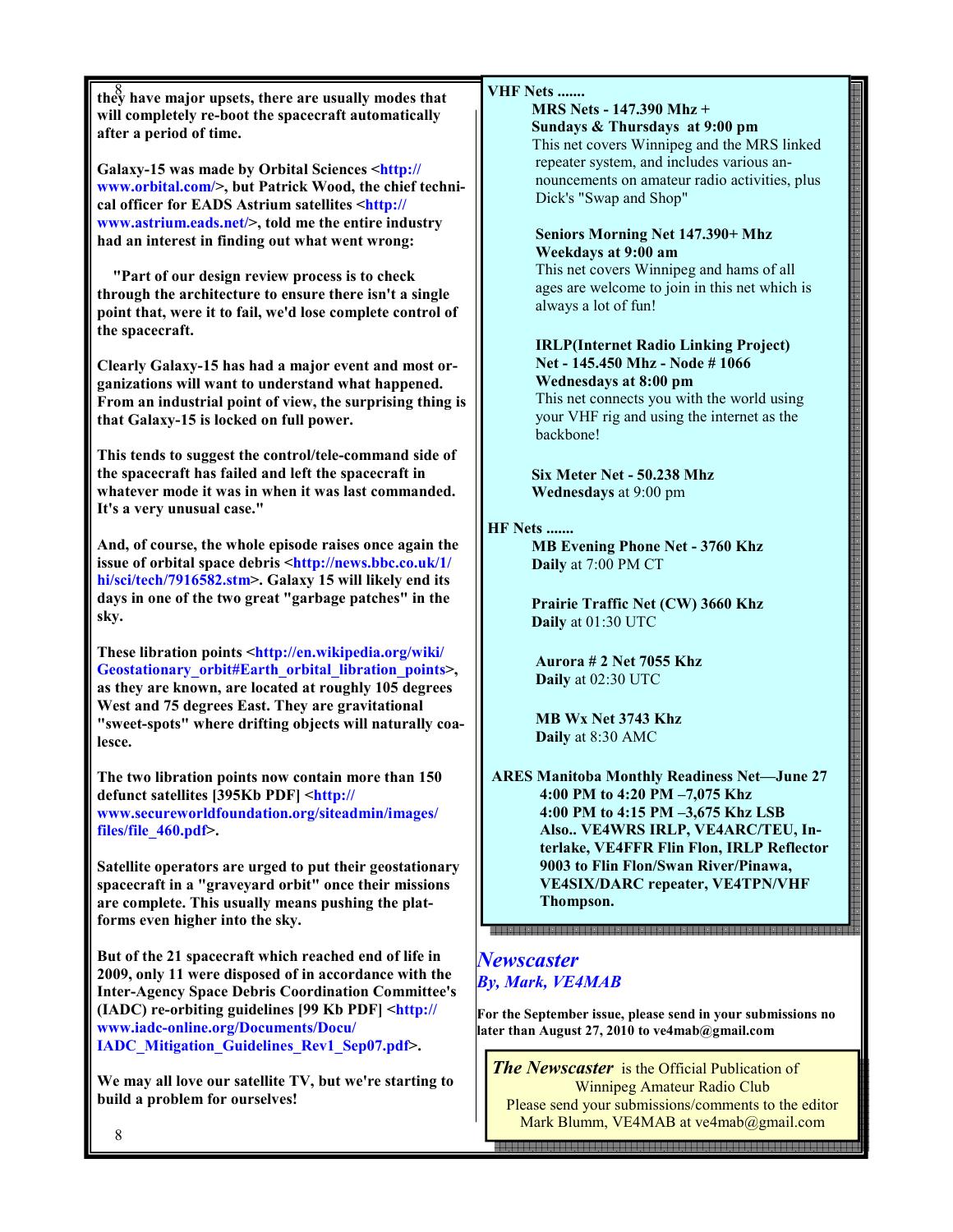they have major upsets, there are usually modes that will completely re-boot the spacecraft automatically after a period of time.

Galaxy-15 was made by Orbital Sciences <http://www.orbital.com/>, but Patrick Wood, the chief technical officer for EADS Astrium satellites <http://www.astrium.eads.net/>, told me the entire industry had an interest in finding out what went wrong:

"Part of our design review process is to check through the architecture to ensure there isn't a single point that, were it to fail, we'd lose complete control of the spacecraft.

Clearly Galaxy-15 has had a major event and most organizations will want to understand what happened. From an industrial point of view, the surprising thing is that Galaxy-15 is locked on full power.

This tends to suggest the control/tele-command side of the spacecraft has failed and left the spacecraft in whatever mode it was in when it was last commanded. It's a very unusual case."

And, of course, the whole episode raises once again the issue of orbital space debris <http://news.bbc.co.uk/1/hi/sci/tech/7916582.stm>. Galaxy 15 will likely end its days in one of the two great "garbage patches" in the sky.

These libration points <http://en.wikipedia.org/wiki/Geostationary_orbit#Earth_orbital_libration_points>, as they are known, are located at roughly 105 degrees West and 75 degrees East. They are gravitational "sweet-spots" where drifting objects will naturally coalesce.

The two libration points now contain more than 150 defunct satellites [395Kb PDF] <http://www.secureworldfoundation.org/siteadmin/images/files/file_460.pdf>.

Satellite operators are urged to put their geostationary spacecraft in a "graveyard orbit" once their missions are complete. This usually means pushing the platforms even higher into the sky.

But of the 21 spacecraft which reached end of life in 2009, only 11 were disposed of in accordance with the Inter-Agency Space Debris Coordination Committee's (IADC) re-orbiting guidelines [99 Kb PDF] <http://www.iadc-online.org/Documents/Docu/IADC_Mitigation_Guidelines_Rev1_Sep07.pdf>.

We may all love our satellite TV, but we're starting to build a problem for ourselves!

**VHF Nets .......**

**MRS Nets - 147.390 Mhz +**
**Sundays & Thursdays at 9:00 pm**
This net covers Winnipeg and the MRS linked repeater system, and includes various announcements on amateur radio activities, plus Dick's "Swap and Shop"

**Seniors Morning Net 147.390+ Mhz**
**Weekdays at 9:00 am**
This net covers Winnipeg and hams of all ages are welcome to join in this net which is always a lot of fun!

**IRLP(Internet Radio Linking Project) Net - 145.450 Mhz - Node # 1066**
**Wednesdays at 8:00 pm**
This net connects you with the world using your VHF rig and using the internet as the backbone!

**Six Meter Net - 50.238 Mhz**
**Wednesdays** at 9:00 pm

**HF Nets .......**

**MB Evening Phone Net - 3760 Khz**
**Daily** at 7:00 PM CT

**Prairie Traffic Net (CW) 3660 Khz**
**Daily** at 01:30 UTC

**Aurora # 2 Net 7055 Khz**
**Daily** at 02:30 UTC

**MB Wx Net 3743 Khz**
**Daily** at 8:30 AMC

**ARES Manitoba Monthly Readiness Net—June 27**
**4:00 PM to 4:20 PM –7,075 Khz**
**4:00 PM to 4:15 PM –3,675 Khz LSB**
**Also.. VE4WRS IRLP, VE4ARC/TEU, Interlake, VE4FFR Flin Flon, IRLP Reflector 9003 to Flin Flon/Swan River/Pinawa, VE4SIX/DARC repeater, VE4TPN/VHF Thompson.**

## *Newscaster*

***By, Mark, VE4MAB***

**For the September issue, please send in your submissions no later than August 27, 2010 to ve4mab@gmail.com**

***The Newscaster*** is the Official Publication of Winnipeg Amateur Radio Club
Please send your submissions/comments to the editor Mark Blumm, VE4MAB at ve4mab@gmail.com